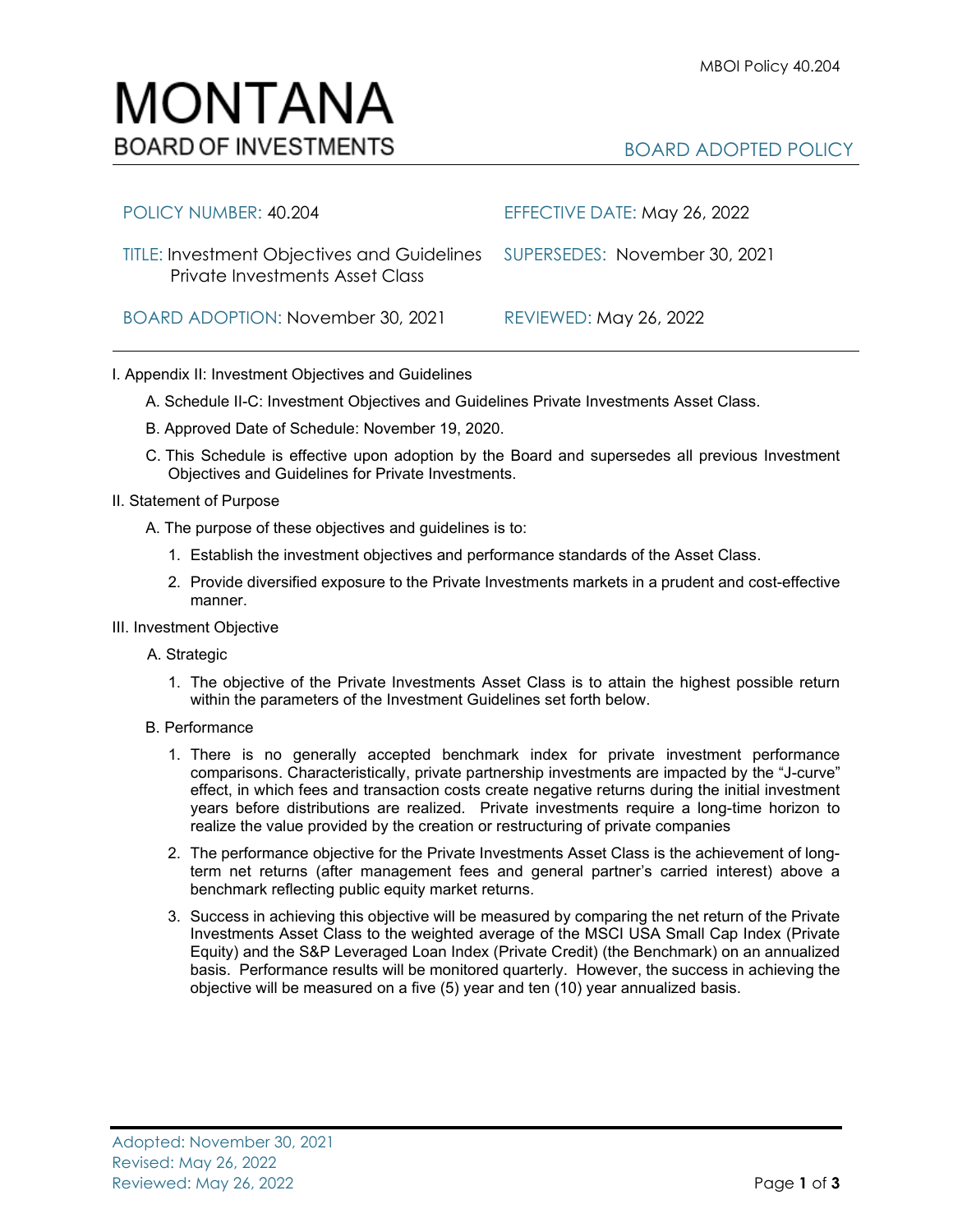# MONTANA
## BOARD OF INVESTMENTS

BOARD ADOPTED POLICY

| | |
|---|---|
| POLICY NUMBER: 40.204 | EFFECTIVE DATE: May 26, 2022 |
| TITLE: Investment Objectives and Guidelines Private Investments Asset Class | SUPERSEDES: November 30, 2021 |
| BOARD ADOPTION: November 30, 2021 | REVIEWED: May 26, 2022 |

I. Appendix II: Investment Objectives and Guidelines

A. Schedule II-C: Investment Objectives and Guidelines Private Investments Asset Class.

B. Approved Date of Schedule: November 19, 2020.

C. This Schedule is effective upon adoption by the Board and supersedes all previous Investment Objectives and Guidelines for Private Investments.

II. Statement of Purpose

A. The purpose of these objectives and guidelines is to:

1. Establish the investment objectives and performance standards of the Asset Class.
2. Provide diversified exposure to the Private Investments markets in a prudent and cost-effective manner.

III. Investment Objective

A. Strategic

1. The objective of the Private Investments Asset Class is to attain the highest possible return within the parameters of the Investment Guidelines set forth below.

B. Performance

1. There is no generally accepted benchmark index for private investment performance comparisons. Characteristically, private partnership investments are impacted by the "J-curve" effect, in which fees and transaction costs create negative returns during the initial investment years before distributions are realized. Private investments require a long-time horizon to realize the value provided by the creation or restructuring of private companies
2. The performance objective for the Private Investments Asset Class is the achievement of long-term net returns (after management fees and general partner's carried interest) above a benchmark reflecting public equity market returns.
3. Success in achieving this objective will be measured by comparing the net return of the Private Investments Asset Class to the weighted average of the MSCI USA Small Cap Index (Private Equity) and the S&P Leveraged Loan Index (Private Credit) (the Benchmark) on an annualized basis. Performance results will be monitored quarterly. However, the success in achieving the objective will be measured on a five (5) year and ten (10) year annualized basis.

Adopted: November 30, 2021
Revised: May 26, 2022
Reviewed: May 26, 2022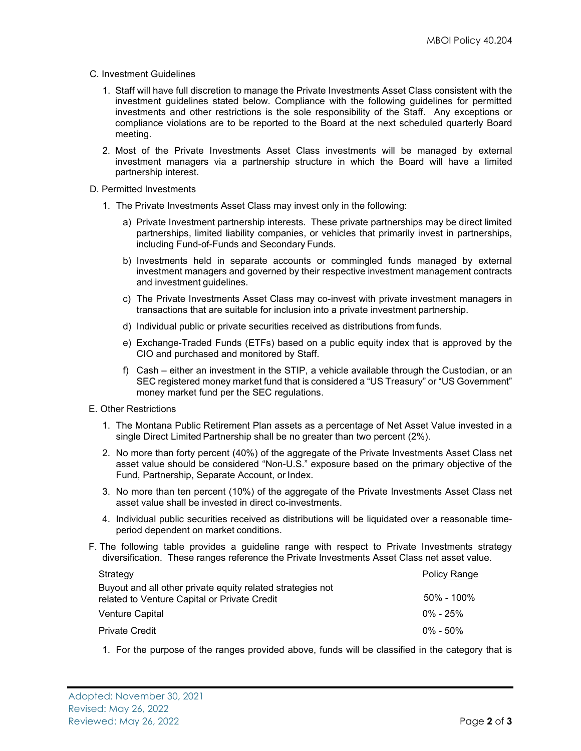C. Investment Guidelines

1. Staff will have full discretion to manage the Private Investments Asset Class consistent with the investment guidelines stated below. Compliance with the following guidelines for permitted investments and other restrictions is the sole responsibility of the Staff. Any exceptions or compliance violations are to be reported to the Board at the next scheduled quarterly Board meeting.

2. Most of the Private Investments Asset Class investments will be managed by external investment managers via a partnership structure in which the Board will have a limited partnership interest.

D. Permitted Investments

1. The Private Investments Asset Class may invest only in the following:

   a) Private Investment partnership interests. These private partnerships may be direct limited partnerships, limited liability companies, or vehicles that primarily invest in partnerships, including Fund-of-Funds and Secondary Funds.

   b) Investments held in separate accounts or commingled funds managed by external investment managers and governed by their respective investment management contracts and investment guidelines.

   c) The Private Investments Asset Class may co-invest with private investment managers in transactions that are suitable for inclusion into a private investment partnership.

   d) Individual public or private securities received as distributions from funds.

   e) Exchange-Traded Funds (ETFs) based on a public equity index that is approved by the CIO and purchased and monitored by Staff.

   f) Cash – either an investment in the STIP, a vehicle available through the Custodian, or an SEC registered money market fund that is considered a "US Treasury" or "US Government" money market fund per the SEC regulations.

E. Other Restrictions

1. The Montana Public Retirement Plan assets as a percentage of Net Asset Value invested in a single Direct Limited Partnership shall be no greater than two percent (2%).

2. No more than forty percent (40%) of the aggregate of the Private Investments Asset Class net asset value should be considered "Non-U.S." exposure based on the primary objective of the Fund, Partnership, Separate Account, or Index.

3. No more than ten percent (10%) of the aggregate of the Private Investments Asset Class net asset value shall be invested in direct co-investments.

4. Individual public securities received as distributions will be liquidated over a reasonable time-period dependent on market conditions.

F. The following table provides a guideline range with respect to Private Investments strategy diversification. These ranges reference the Private Investments Asset Class net asset value.

| Strategy | Policy Range |
|---|---|
| Buyout and all other private equity related strategies not related to Venture Capital or Private Credit | 50% - 100% |
| Venture Capital | 0% - 25% |
| Private Credit | 0% - 50% |

1. For the purpose of the ranges provided above, funds will be classified in the category that is

Adopted: November 30, 2021
Revised: May 26, 2022
Reviewed: May 26, 2022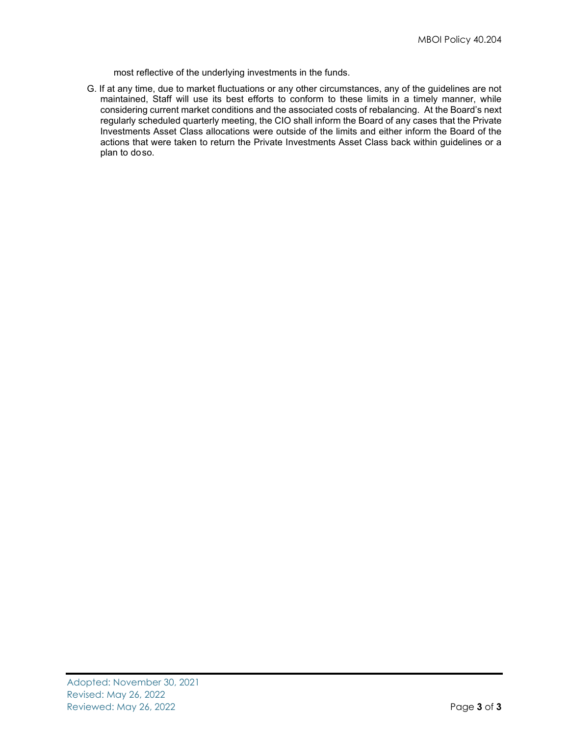most reflective of the underlying investments in the funds.

G. If at any time, due to market fluctuations or any other circumstances, any of the guidelines are not maintained, Staff will use its best efforts to conform to these limits in a timely manner, while considering current market conditions and the associated costs of rebalancing. At the Board's next regularly scheduled quarterly meeting, the CIO shall inform the Board of any cases that the Private Investments Asset Class allocations were outside of the limits and either inform the Board of the actions that were taken to return the Private Investments Asset Class back within guidelines or a plan to doso.

Adopted: November 30, 2021
Revised: May 26, 2022
Reviewed: May 26, 2022